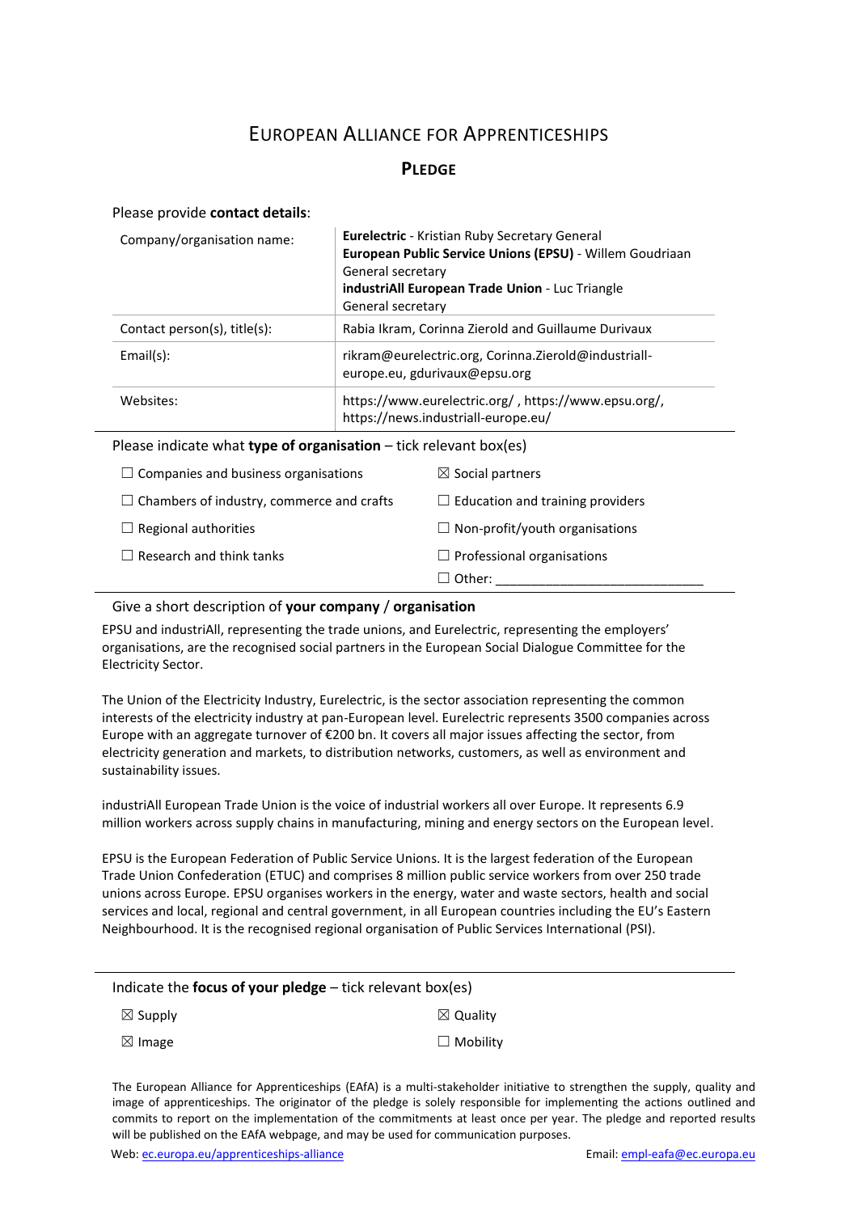# European Alliance for Apprenticeships

## Pledge

Please provide **contact details**:

| | |
|---|---|
| Company/organisation name: | **Eurelectric** - Kristian Ruby Secretary General<br>**European Public Service Unions (EPSU)** - Willem Goudriaan General secretary<br>**industriAll European Trade Union** - Luc Triangle General secretary |
| Contact person(s), title(s): | Rabia Ikram, Corinna Zierold and Guillaume Durivaux |
| Email(s): | rikram@eurelectric.org, Corinna.Zierold@industriall-europe.eu, gdurivaux@epsu.org |
| Websites: | https://www.eurelectric.org/ , https://www.epsu.org/, https://news.industriall-europe.eu/ |

Please indicate what **type of organisation** – tick relevant box(es)

| | |
|---|---|
| ☐ Companies and business organisations | ☒ Social partners |
| ☐ Chambers of industry, commerce and crafts | ☐ Education and training providers |
| ☐ Regional authorities | ☐ Non-profit/youth organisations |
| ☐ Research and think tanks | ☐ Professional organisations |
| | ☐ Other: ____________________________ |

Give a short description of **your company** / **organisation**

EPSU and industriAll, representing the trade unions, and Eurelectric, representing the employers' organisations, are the recognised social partners in the European Social Dialogue Committee for the Electricity Sector.

The Union of the Electricity Industry, Eurelectric, is the sector association representing the common interests of the electricity industry at pan-European level. Eurelectric represents 3500 companies across Europe with an aggregate turnover of €200 bn. It covers all major issues affecting the sector, from electricity generation and markets, to distribution networks, customers, as well as environment and sustainability issues.

industriAll European Trade Union is the voice of industrial workers all over Europe. It represents 6.9 million workers across supply chains in manufacturing, mining and energy sectors on the European level.

EPSU is the European Federation of Public Service Unions. It is the largest federation of the European Trade Union Confederation (ETUC) and comprises 8 million public service workers from over 250 trade unions across Europe. EPSU organises workers in the energy, water and waste sectors, health and social services and local, regional and central government, in all European countries including the EU's Eastern Neighbourhood. It is the recognised regional organisation of Public Services International (PSI).

Indicate the **focus of your pledge** – tick relevant box(es)

| | |
|---|---|
| ☒ Supply | ☒ Quality |
| ☒ Image | ☐ Mobility |

The European Alliance for Apprenticeships (EAfA) is a multi-stakeholder initiative to strengthen the supply, quality and image of apprenticeships. The originator of the pledge is solely responsible for implementing the actions outlined and commits to report on the implementation of the commitments at least once per year. The pledge and reported results will be published on the EAfA webpage, and may be used for communication purposes.

Web: ec.europa.eu/apprenticeships-alliance Email: empl-eafa@ec.europa.eu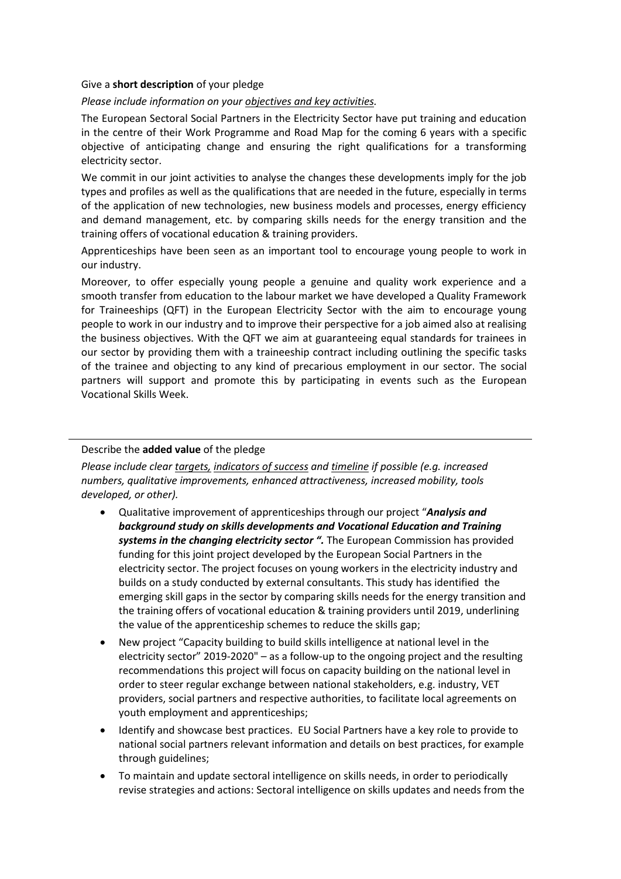Give a **short description** of your pledge

*Please include information on your* *<u>objectives and key activities</u>.*

The European Sectoral Social Partners in the Electricity Sector have put training and education in the centre of their Work Programme and Road Map for the coming 6 years with a specific objective of anticipating change and ensuring the right qualifications for a transforming electricity sector.

We commit in our joint activities to analyse the changes these developments imply for the job types and profiles as well as the qualifications that are needed in the future, especially in terms of the application of new technologies, new business models and processes, energy efficiency and demand management, etc. by comparing skills needs for the energy transition and the training offers of vocational education & training providers.

Apprenticeships have been seen as an important tool to encourage young people to work in our industry.

Moreover, to offer especially young people a genuine and quality work experience and a smooth transfer from education to the labour market we have developed a Quality Framework for Traineeships (QFT) in the European Electricity Sector with the aim to encourage young people to work in our industry and to improve their perspective for a job aimed also at realising the business objectives. With the QFT we aim at guaranteeing equal standards for trainees in our sector by providing them with a traineeship contract including outlining the specific tasks of the trainee and objecting to any kind of precarious employment in our sector. The social partners will support and promote this by participating in events such as the European Vocational Skills Week.

---

Describe the **added value** of the pledge

*Please include clear <u>targets,</u> <u>indicators of success</u> and <u>timeline</u> if possible (e.g. increased numbers, qualitative improvements, enhanced attractiveness, increased mobility, tools developed, or other).*

- Qualitative improvement of apprenticeships through our project "***Analysis and background study on skills developments and Vocational Education and Training systems in the changing electricity sector ".*** The European Commission has provided funding for this joint project developed by the European Social Partners in the electricity sector. The project focuses on young workers in the electricity industry and builds on a study conducted by external consultants. This study has identified the emerging skill gaps in the sector by comparing skills needs for the energy transition and the training offers of vocational education & training providers until 2019, underlining the value of the apprenticeship schemes to reduce the skills gap;
- New project "Capacity building to build skills intelligence at national level in the electricity sector" 2019-2020" – as a follow-up to the ongoing project and the resulting recommendations this project will focus on capacity building on the national level in order to steer regular exchange between national stakeholders, e.g. industry, VET providers, social partners and respective authorities, to facilitate local agreements on youth employment and apprenticeships;
- Identify and showcase best practices. EU Social Partners have a key role to provide to national social partners relevant information and details on best practices, for example through guidelines;
- To maintain and update sectoral intelligence on skills needs, in order to periodically revise strategies and actions: Sectoral intelligence on skills updates and needs from the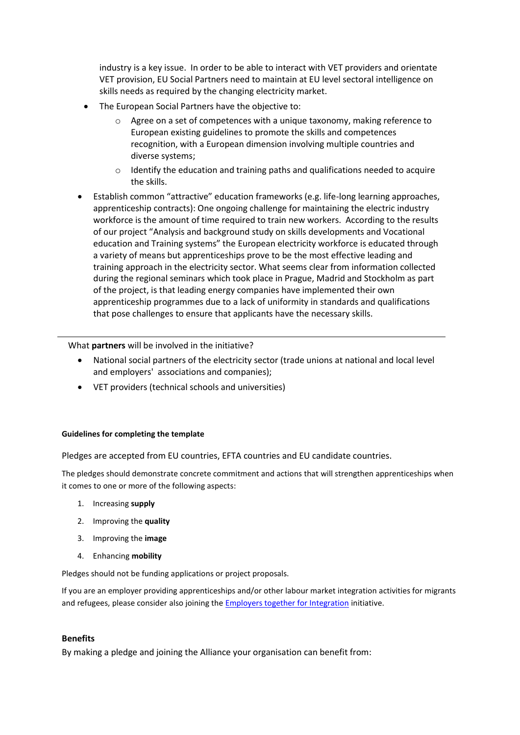industry is a key issue. In order to be able to interact with VET providers and orientate VET provision, EU Social Partners need to maintain at EU level sectoral intelligence on skills needs as required by the changing electricity market.

- The European Social Partners have the objective to:
    - Agree on a set of competences with a unique taxonomy, making reference to European existing guidelines to promote the skills and competences recognition, with a European dimension involving multiple countries and diverse systems;
    - Identify the education and training paths and qualifications needed to acquire the skills.
- Establish common "attractive" education frameworks (e.g. life-long learning approaches, apprenticeship contracts): One ongoing challenge for maintaining the electric industry workforce is the amount of time required to train new workers. According to the results of our project "Analysis and background study on skills developments and Vocational education and Training systems" the European electricity workforce is educated through a variety of means but apprenticeships prove to be the most effective leading and training approach in the electricity sector. What seems clear from information collected during the regional seminars which took place in Prague, Madrid and Stockholm as part of the project, is that leading energy companies have implemented their own apprenticeship programmes due to a lack of uniformity in standards and qualifications that pose challenges to ensure that applicants have the necessary skills.

---

What **partners** will be involved in the initiative?

- National social partners of the electricity sector (trade unions at national and local level and employers' associations and companies);
- VET providers (technical schools and universities)

#### Guidelines for completing the template

Pledges are accepted from EU countries, EFTA countries and EU candidate countries.

The pledges should demonstrate concrete commitment and actions that will strengthen apprenticeships when it comes to one or more of the following aspects:

1. Increasing **supply**
2. Improving the **quality**
3. Improving the **image**
4. Enhancing **mobility**

Pledges should not be funding applications or project proposals.

If you are an employer providing apprenticeships and/or other labour market integration activities for migrants and refugees, please consider also joining the [Employers together for Integration] initiative.

**Benefits**

By making a pledge and joining the Alliance your organisation can benefit from: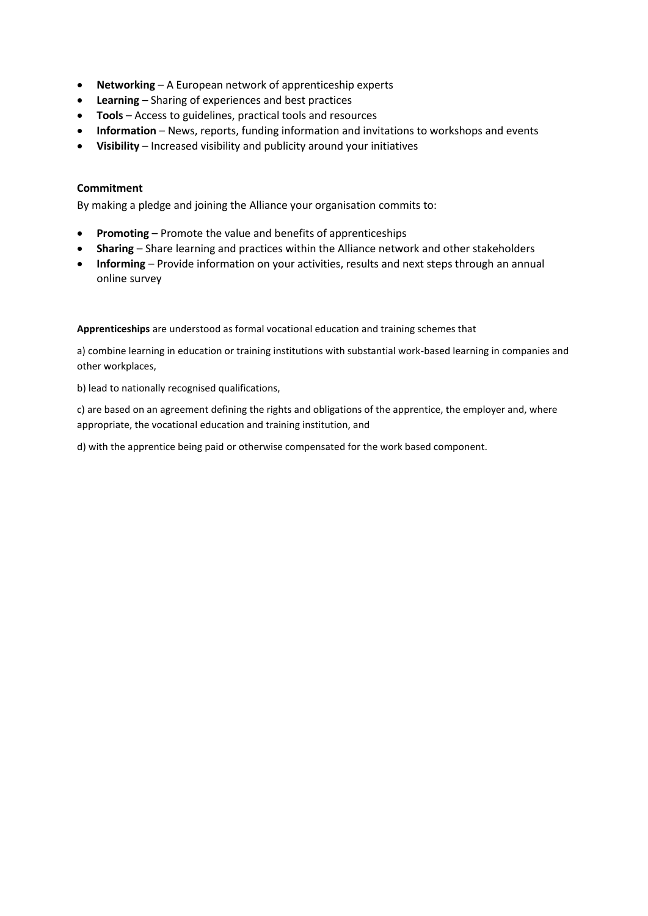- **Networking** – A European network of apprenticeship experts
- **Learning** – Sharing of experiences and best practices
- **Tools** – Access to guidelines, practical tools and resources
- **Information** – News, reports, funding information and invitations to workshops and events
- **Visibility** – Increased visibility and publicity around your initiatives

**Commitment**

By making a pledge and joining the Alliance your organisation commits to:

- **Promoting** – Promote the value and benefits of apprenticeships
- **Sharing** – Share learning and practices within the Alliance network and other stakeholders
- **Informing** – Provide information on your activities, results and next steps through an annual online survey

**Apprenticeships** are understood as formal vocational education and training schemes that

a) combine learning in education or training institutions with substantial work-based learning in companies and other workplaces,

b) lead to nationally recognised qualifications,

c) are based on an agreement defining the rights and obligations of the apprentice, the employer and, where appropriate, the vocational education and training institution, and

d) with the apprentice being paid or otherwise compensated for the work based component.